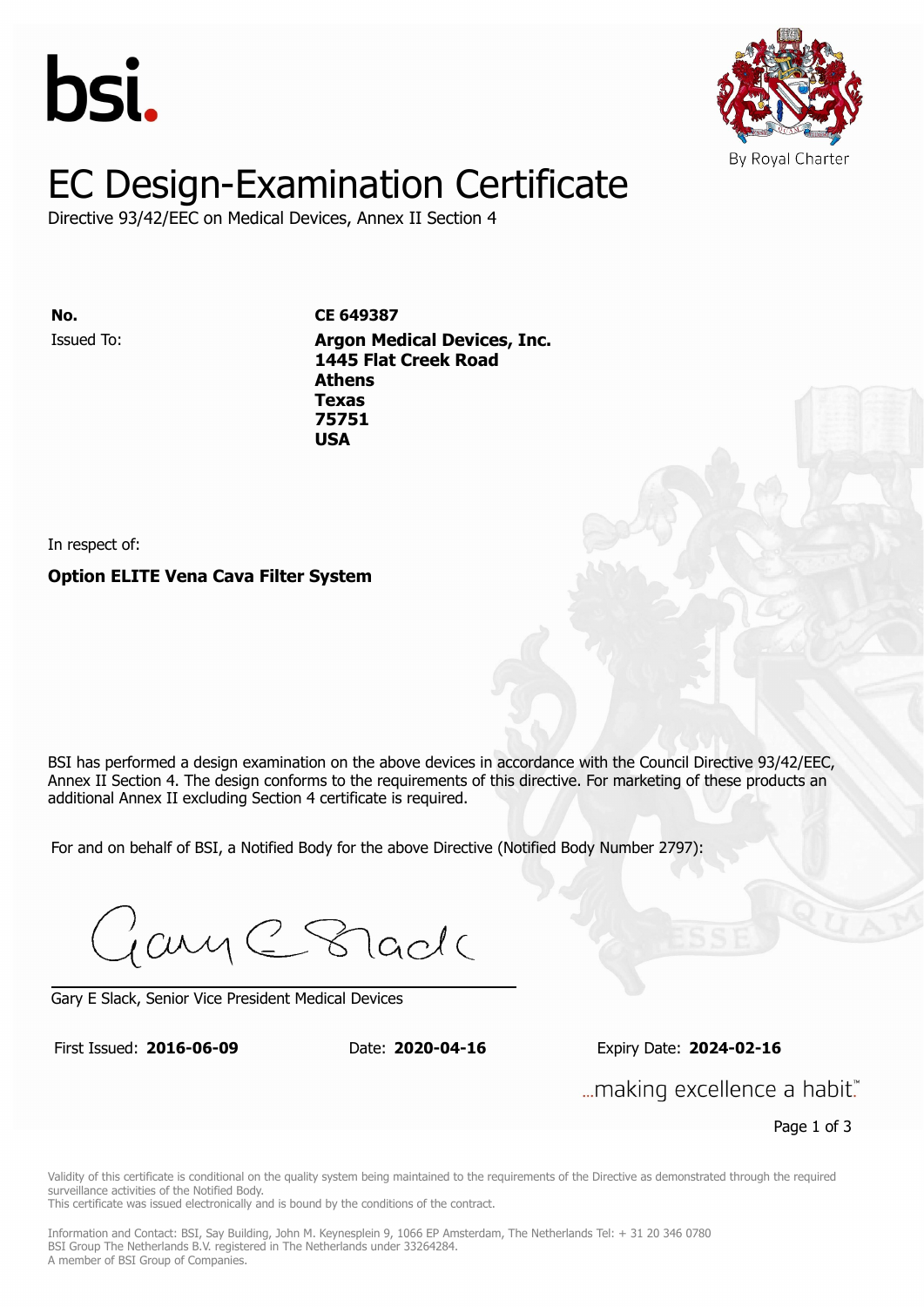bsi.

By Royal Charter

# EC Design-Examination Certificate

Directive 93/42/EEC on Medical Devices, Annex II Section 4

**No.** **CE 649387**

Issued To: **Argon Medical Devices, Inc.**
**1445 Flat Creek Road**
**Athens**
**Texas**
**75751**
**USA**

In respect of:

**Option ELITE Vena Cava Filter System**

BSI has performed a design examination on the above devices in accordance with the Council Directive 93/42/EEC, Annex II Section 4. The design conforms to the requirements of this directive. For marketing of these products an additional Annex II excluding Section 4 certificate is required.

For and on behalf of BSI, a Notified Body for the above Directive (Notified Body Number 2797):

Gary E Slack, Senior Vice President Medical Devices

First Issued: **2016-06-09** Date: **2020-04-16** Expiry Date: **2024-02-16**

...making excellence a habit.™

Validity of this certificate is conditional on the quality system being maintained to the requirements of the Directive as demonstrated through the required surveillance activities of the Notified Body.
This certificate was issued electronically and is bound by the conditions of the contract.

Information and Contact: BSI, Say Building, John M. Keynesplein 9, 1066 EP Amsterdam, The Netherlands Tel: + 31 20 346 0780
BSI Group The Netherlands B.V. registered in The Netherlands under 33264284.
A member of BSI Group of Companies.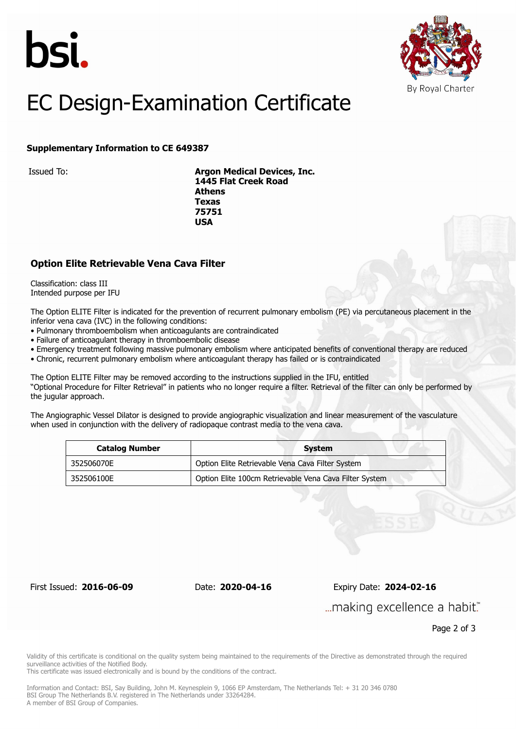bsi.

By Royal Charter

# EC Design-Examination Certificate

**Supplementary Information to CE 649387**

Issued To: **Argon Medical Devices, Inc.**
**1445 Flat Creek Road**
**Athens**
**Texas**
**75751**
**USA**

## Option Elite Retrievable Vena Cava Filter

Classification: class III
Intended purpose per IFU

The Option ELITE Filter is indicated for the prevention of recurrent pulmonary embolism (PE) via percutaneous placement in the inferior vena cava (IVC) in the following conditions:

- Pulmonary thromboembolism when anticoagulants are contraindicated
- Failure of anticoagulant therapy in thromboembolic disease
- Emergency treatment following massive pulmonary embolism where anticipated benefits of conventional therapy are reduced
- Chronic, recurrent pulmonary embolism where anticoagulant therapy has failed or is contraindicated

The Option ELITE Filter may be removed according to the instructions supplied in the IFU, entitled "Optional Procedure for Filter Retrieval" in patients who no longer require a filter. Retrieval of the filter can only be performed by the jugular approach.

The Angiographic Vessel Dilator is designed to provide angiographic visualization and linear measurement of the vasculature when used in conjunction with the delivery of radiopaque contrast media to the vena cava.

| Catalog Number | System |
|---|---|
| 352506070E | Option Elite Retrievable Vena Cava Filter System |
| 352506100E | Option Elite 100cm Retrievable Vena Cava Filter System |

First Issued: **2016-06-09** Date: **2020-04-16** Expiry Date: **2024-02-16**

...making excellence a habit.™

Validity of this certificate is conditional on the quality system being maintained to the requirements of the Directive as demonstrated through the required surveillance activities of the Notified Body.
This certificate was issued electronically and is bound by the conditions of the contract.

Information and Contact: BSI, Say Building, John M. Keynesplein 9, 1066 EP Amsterdam, The Netherlands Tel: + 31 20 346 0780
BSI Group The Netherlands B.V. registered in The Netherlands under 33264284.
A member of BSI Group of Companies.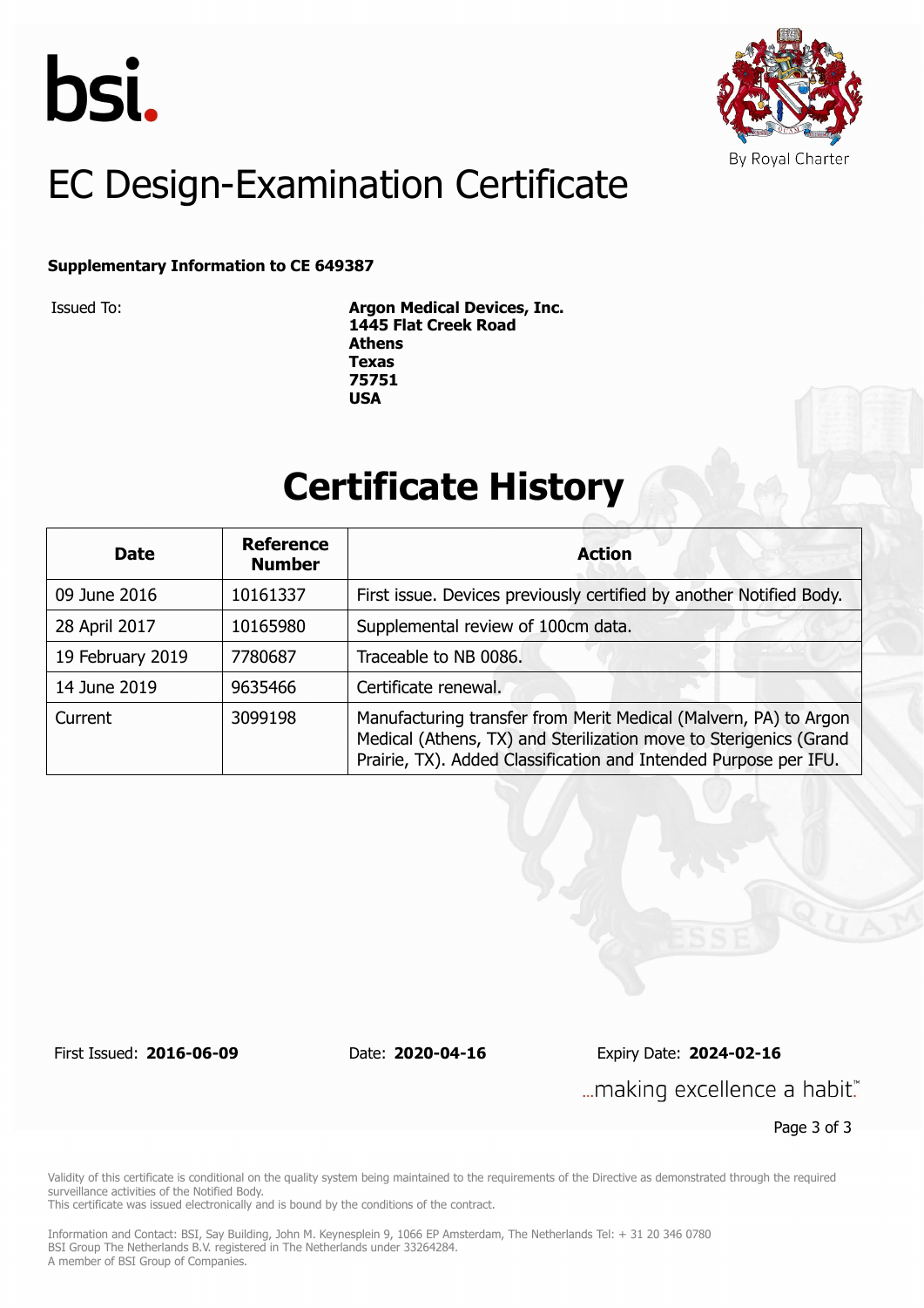# EC Design-Examination Certificate

**Supplementary Information to CE 649387**

Issued To: **Argon Medical Devices, Inc.**
**1445 Flat Creek Road**
**Athens**
**Texas**
**75751**
**USA**

## Certificate History

| Date | Reference Number | Action |
|---|---|---|
| 09 June 2016 | 10161337 | First issue. Devices previously certified by another Notified Body. |
| 28 April 2017 | 10165980 | Supplemental review of 100cm data. |
| 19 February 2019 | 7780687 | Traceable to NB 0086. |
| 14 June 2019 | 9635466 | Certificate renewal. |
| Current | 3099198 | Manufacturing transfer from Merit Medical (Malvern, PA) to Argon Medical (Athens, TX) and Sterilization move to Sterigenics (Grand Prairie, TX). Added Classification and Intended Purpose per IFU. |

First Issued: **2016-06-09** Date: **2020-04-16** Expiry Date: **2024-02-16**

...making excellence a habit.™

Validity of this certificate is conditional on the quality system being maintained to the requirements of the Directive as demonstrated through the required surveillance activities of the Notified Body.
This certificate was issued electronically and is bound by the conditions of the contract.

Information and Contact: BSI, Say Building, John M. Keynesplein 9, 1066 EP Amsterdam, The Netherlands Tel: + 31 20 346 0780
BSI Group The Netherlands B.V. registered in The Netherlands under 33264284.
A member of BSI Group of Companies.